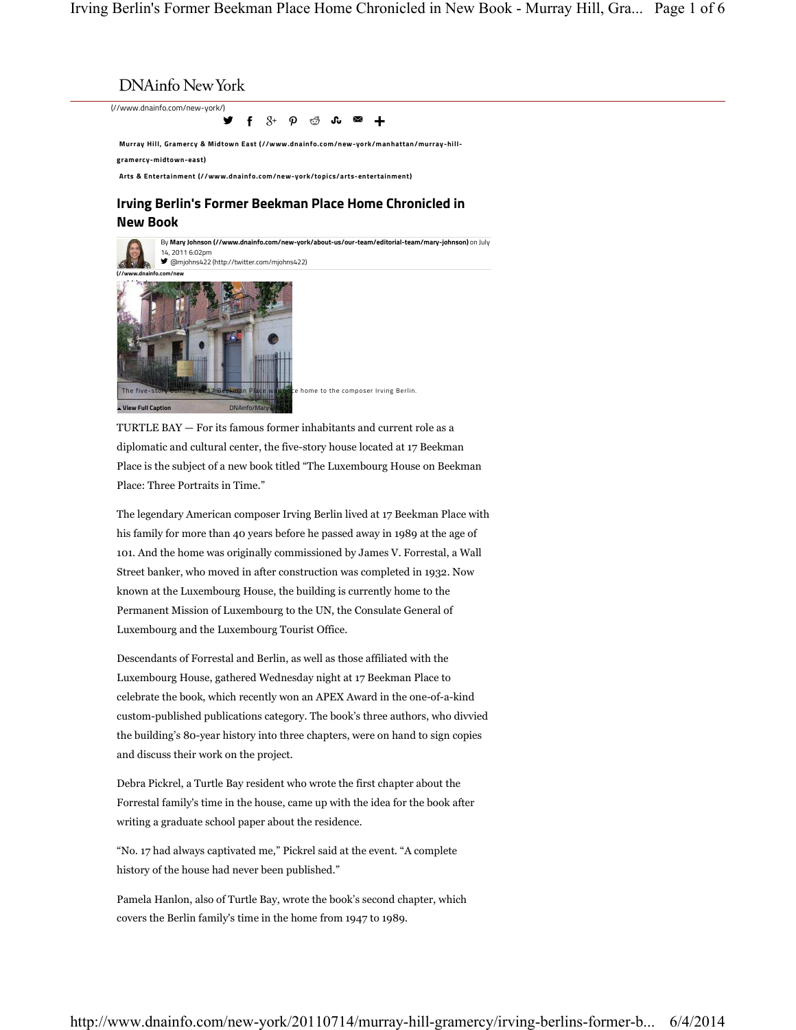DNAinfo New York

(//www.dnainfo.com/new-york/)

**Murray Hill, Gramercy & Midtown East (//www.dnainfo.com/new-york/manhattan/murray-hill-gramercy-midtown-east)**

**Arts & Entertainment (//www.dnainfo.com/new-york/topics/arts-entertainment)**

## Irving Berlin's Former Beekman Place Home Chronicled in New Book

By **Mary Johnson (//www.dnainfo.com/new-york/about-us/our-team/editorial-team/mary-johnson)** on July 14, 2011 6:02pm

@mjohns422 (http://twitter.com/mjohns422)

The five-story building at 17 Beekman Place was once home to the composer Irving Berlin.

View Full Caption

DNAinfo/Mary Johnson

TURTLE BAY — For its famous former inhabitants and current role as a diplomatic and cultural center, the five-story house located at 17 Beekman Place is the subject of a new book titled "The Luxembourg House on Beekman Place: Three Portraits in Time."

The legendary American composer Irving Berlin lived at 17 Beekman Place with his family for more than 40 years before he passed away in 1989 at the age of 101. And the home was originally commissioned by James V. Forrestal, a Wall Street banker, who moved in after construction was completed in 1932. Now known at the Luxembourg House, the building is currently home to the Permanent Mission of Luxembourg to the UN, the Consulate General of Luxembourg and the Luxembourg Tourist Office.

Descendants of Forrestal and Berlin, as well as those affiliated with the Luxembourg House, gathered Wednesday night at 17 Beekman Place to celebrate the book, which recently won an APEX Award in the one-of-a-kind custom-published publications category. The book's three authors, who divvied the building's 80-year history into three chapters, were on hand to sign copies and discuss their work on the project.

Debra Pickrel, a Turtle Bay resident who wrote the first chapter about the Forrestal family's time in the house, came up with the idea for the book after writing a graduate school paper about the residence.

"No. 17 had always captivated me," Pickrel said at the event. "A complete history of the house had never been published."

Pamela Hanlon, also of Turtle Bay, wrote the book's second chapter, which covers the Berlin family's time in the home from 1947 to 1989.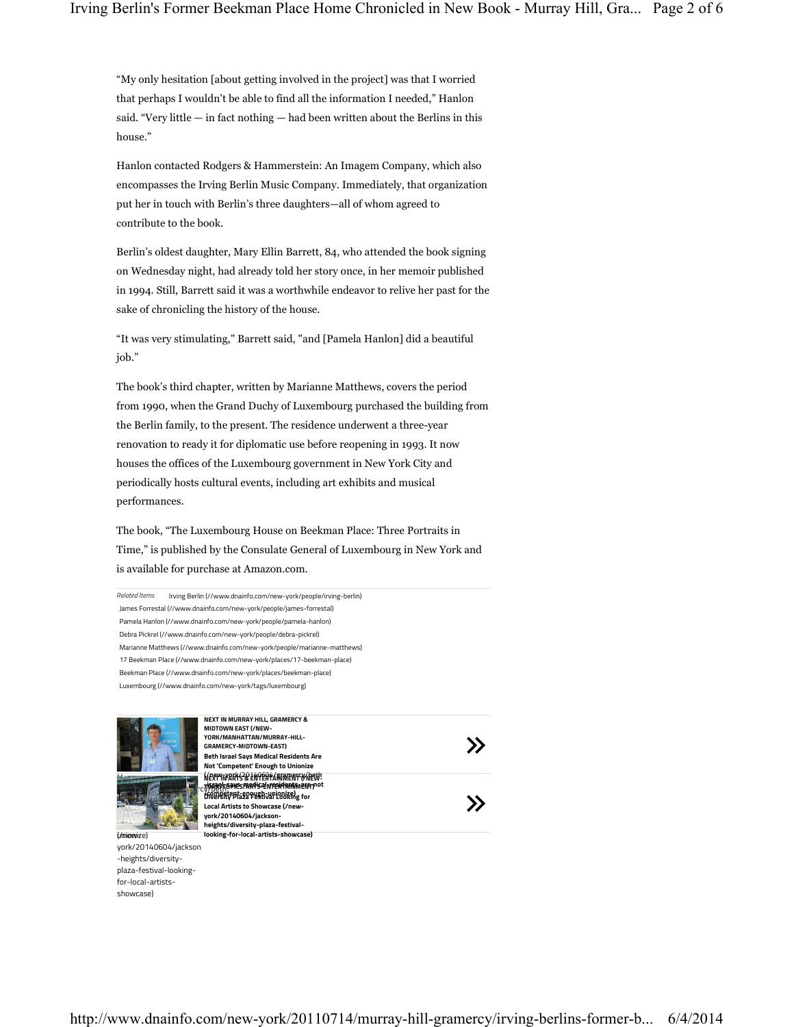"My only hesitation [about getting involved in the project] was that I worried that perhaps I wouldn't be able to find all the information I needed," Hanlon said. "Very little — in fact nothing — had been written about the Berlins in this house."

Hanlon contacted Rodgers & Hammerstein: An Imagem Company, which also encompasses the Irving Berlin Music Company. Immediately, that organization put her in touch with Berlin's three daughters—all of whom agreed to contribute to the book.

Berlin's oldest daughter, Mary Ellin Barrett, 84, who attended the book signing on Wednesday night, had already told her story once, in her memoir published in 1994. Still, Barrett said it was a worthwhile endeavor to relive her past for the sake of chronicling the history of the house.

"It was very stimulating," Barrett said, "and [Pamela Hanlon] did a beautiful job."

The book's third chapter, written by Marianne Matthews, covers the period from 1990, when the Grand Duchy of Luxembourg purchased the building from the Berlin family, to the present. The residence underwent a three-year renovation to ready it for diplomatic use before reopening in 1993. It now houses the offices of the Luxembourg government in New York City and periodically hosts cultural events, including art exhibits and musical performances.

The book, "The Luxembourg House on Beekman Place: Three Portraits in Time," is published by the Consulate General of Luxembourg in New York and is available for purchase at Amazon.com.

*Related Items* Irving Berlin (//www.dnainfo.com/new-york/people/irving-berlin)
James Forrestal (//www.dnainfo.com/new-york/people/james-forrestal)
Pamela Hanlon (//www.dnainfo.com/new-york/people/pamela-hanlon)
Debra Pickrel (//www.dnainfo.com/new-york/people/debra-pickrel)
Marianne Matthews (//www.dnainfo.com/new-york/people/marianne-matthews)
17 Beekman Place (//www.dnainfo.com/new-york/places/17-beekman-place)
Beekman Place (//www.dnainfo.com/new-york/places/beekman-place)
Luxembourg (//www.dnainfo.com/new-york/tags/luxembourg)

**NEXT IN MURRAY HILL, GRAMERCY & MIDTOWN EAST (/NEW-YORK/MANHATTAN/MURRAY-HILL-GRAMERCY-MIDTOWN-EAST)**
**Beth Israel Says Medical Residents Are Not 'Competent' Enough to Unionize (/new-york/20140606/gramercy/beth-israel-says-medical-residents-are-not-competent-enough-unionize)**

**NEXT IN ARTS & ENTERTAINMENT (/NEW-YORK/TOPICS/ARTS-ENTERTAINMENT)**
**Diversity Plaza Festival Looking for Local Artists to Showcase (/new-york/20140604/jackson-heights/diversity-plaza-festival-looking-for-local-artists-showcase)**

(/new-york/20140604/jackson-heights/diversity-plaza-festival-looking-for-local-artists-showcase)